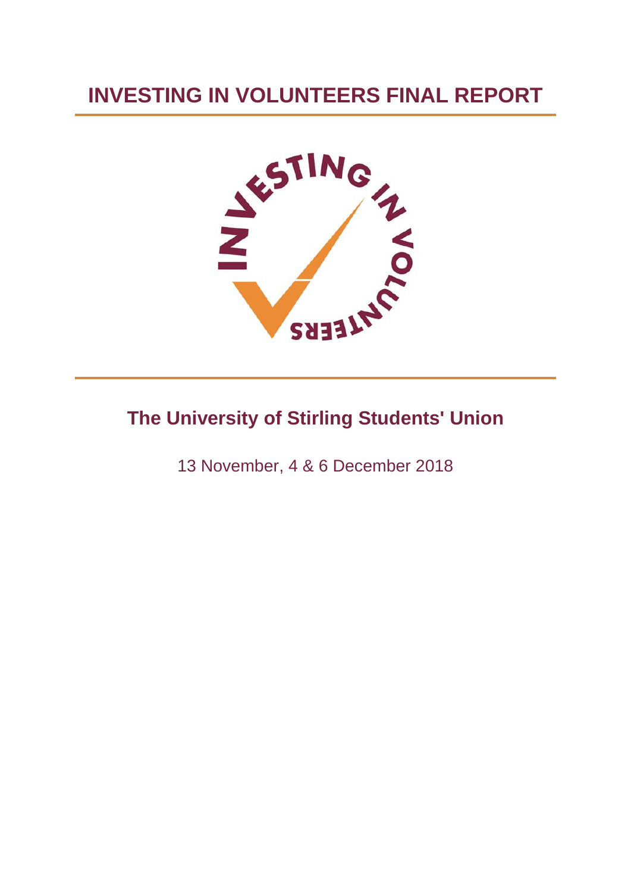# INVESTING IN VOLUNTEERS FINAL REPORT

## The University of Stirling Students' Union

13 November, 4 & 6 December 2018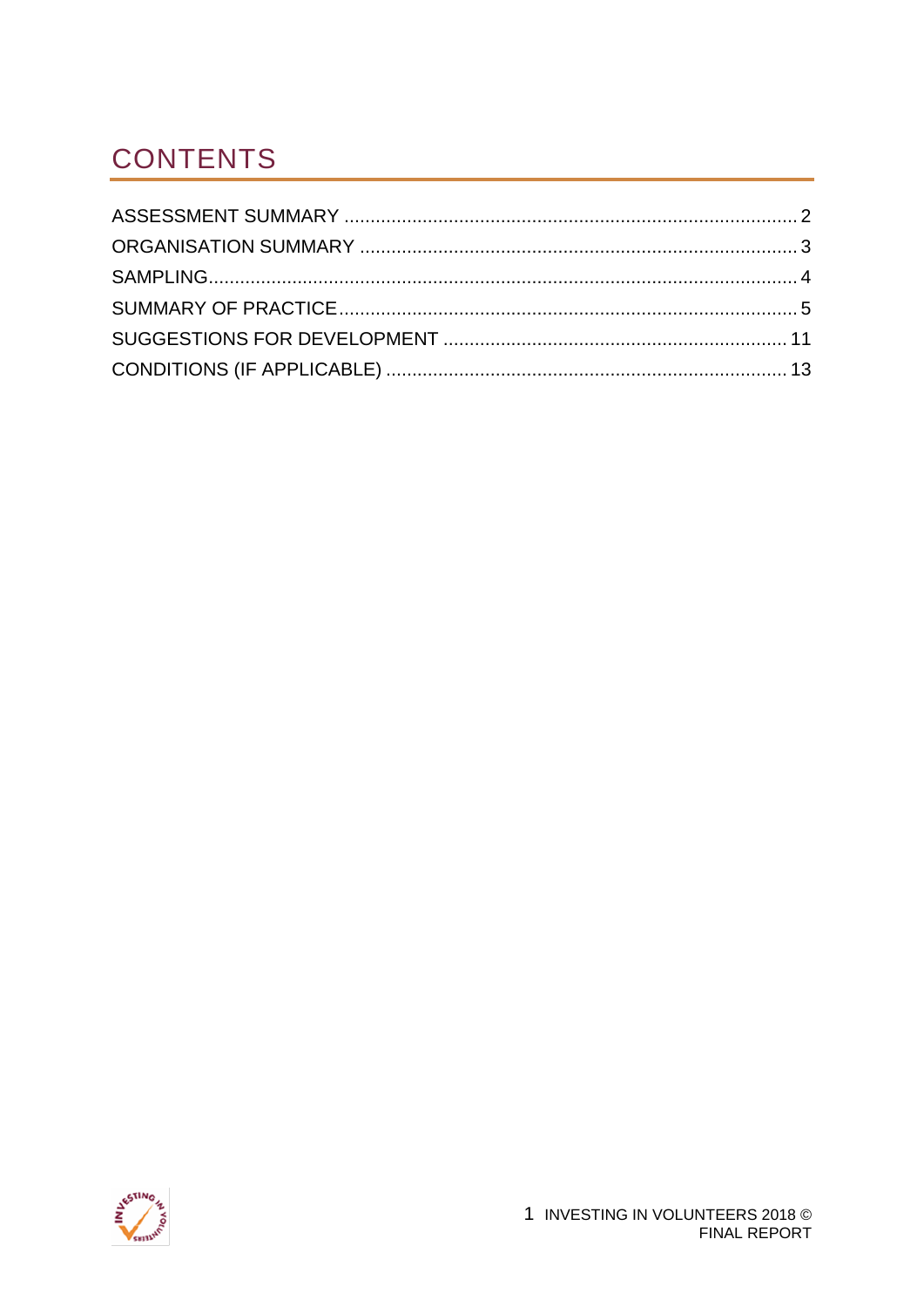# CONTENTS

ASSESSMENT SUMMARY ........................................................................................ 2
ORGANISATION SUMMARY ................................................................................... 3
SAMPLING ........................................................................................................... 4
SUMMARY OF PRACTICE ..................................................................................... 5
SUGGESTIONS FOR DEVELOPMENT .................................................................... 11
CONDITIONS (IF APPLICABLE) ........................................................................... 13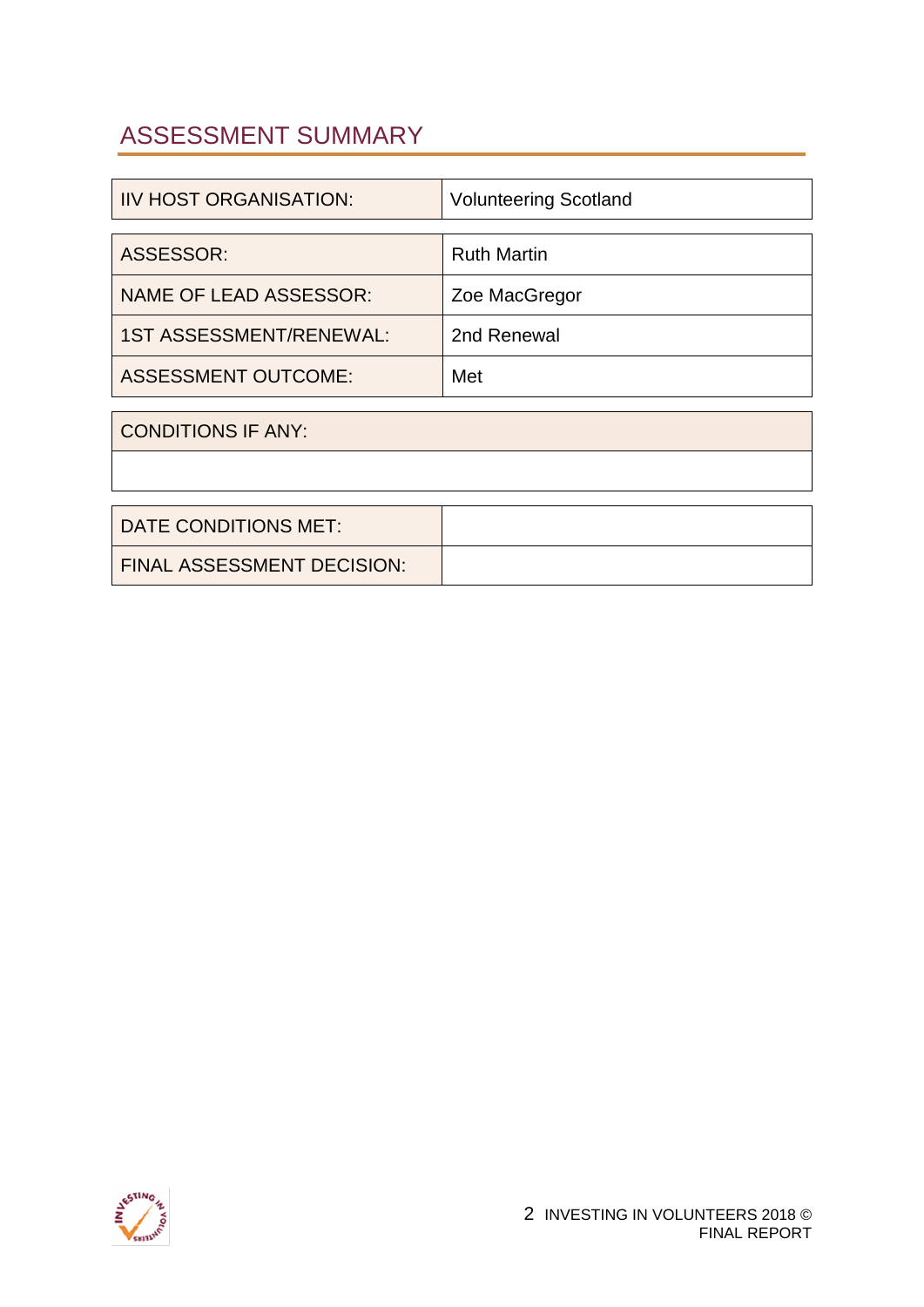## ASSESSMENT SUMMARY

| IIV HOST ORGANISATION: | Volunteering Scotland |
|---|---|

| ASSESSOR: | Ruth Martin |
|---|---|
| NAME OF LEAD ASSESSOR: | Zoe MacGregor |
| 1ST ASSESSMENT/RENEWAL: | 2nd Renewal |
| ASSESSMENT OUTCOME: | Met |

| CONDITIONS IF ANY: |
|---|
| |

| DATE CONDITIONS MET: | |
|---|---|
| FINAL ASSESSMENT DECISION: | |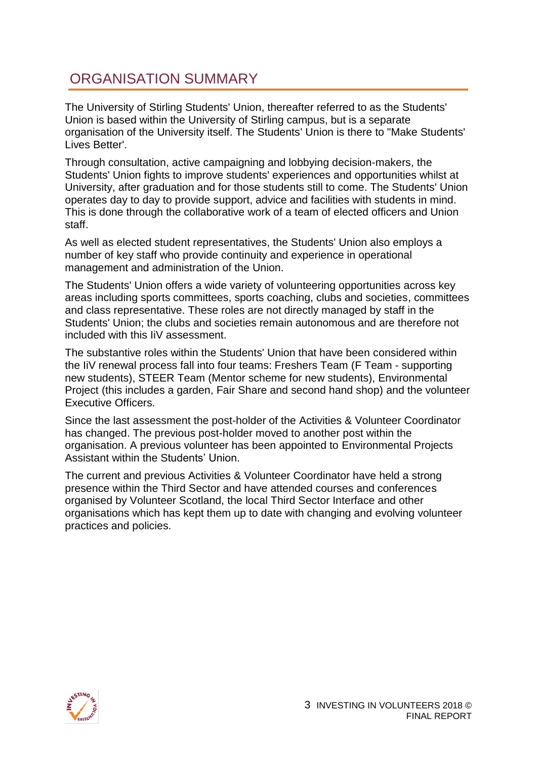## ORGANISATION SUMMARY

The University of Stirling Students' Union, thereafter referred to as the Students' Union is based within the University of Stirling campus, but is a separate organisation of the University itself. The Students' Union is there to "Make Students' Lives Better'.

Through consultation, active campaigning and lobbying decision-makers, the Students' Union fights to improve students' experiences and opportunities whilst at University, after graduation and for those students still to come. The Students' Union operates day to day to provide support, advice and facilities with students in mind. This is done through the collaborative work of a team of elected officers and Union staff.

As well as elected student representatives, the Students' Union also employs a number of key staff who provide continuity and experience in operational management and administration of the Union.

The Students' Union offers a wide variety of volunteering opportunities across key areas including sports committees, sports coaching, clubs and societies, committees and class representative. These roles are not directly managed by staff in the Students' Union; the clubs and societies remain autonomous and are therefore not included with this IiV assessment.

The substantive roles within the Students' Union that have been considered within the IiV renewal process fall into four teams: Freshers Team (F Team - supporting new students), STEER Team (Mentor scheme for new students), Environmental Project (this includes a garden, Fair Share and second hand shop) and the volunteer Executive Officers.

Since the last assessment the post-holder of the Activities & Volunteer Coordinator has changed. The previous post-holder moved to another post within the organisation. A previous volunteer has been appointed to Environmental Projects Assistant within the Students' Union.

The current and previous Activities & Volunteer Coordinator have held a strong presence within the Third Sector and have attended courses and conferences organised by Volunteer Scotland, the local Third Sector Interface and other organisations which has kept them up to date with changing and evolving volunteer practices and policies.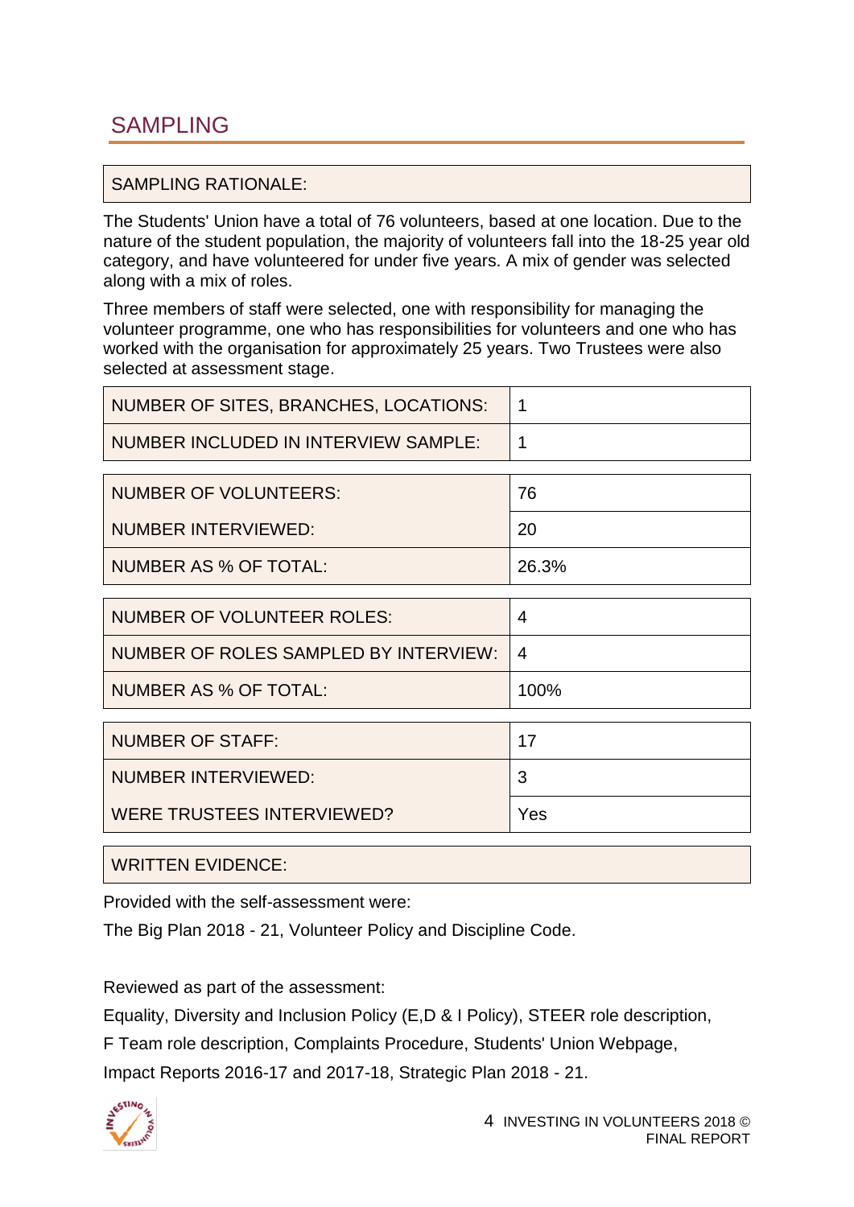## SAMPLING

| SAMPLING RATIONALE: |
|---|

The Students' Union have a total of 76 volunteers, based at one location. Due to the nature of the student population, the majority of volunteers fall into the 18-25 year old category, and have volunteered for under five years. A mix of gender was selected along with a mix of roles.

Three members of staff were selected, one with responsibility for managing the volunteer programme, one who has responsibilities for volunteers and one who has worked with the organisation for approximately 25 years. Two Trustees were also selected at assessment stage.

| | |
|---|---|
| NUMBER OF SITES, BRANCHES, LOCATIONS: | 1 |
| NUMBER INCLUDED IN INTERVIEW SAMPLE: | 1 |

| | |
|---|---|
| NUMBER OF VOLUNTEERS: | 76 |
| NUMBER INTERVIEWED: | 20 |
| NUMBER AS % OF TOTAL: | 26.3% |

| | |
|---|---|
| NUMBER OF VOLUNTEER ROLES: | 4 |
| NUMBER OF ROLES SAMPLED BY INTERVIEW: | 4 |
| NUMBER AS % OF TOTAL: | 100% |

| | |
|---|---|
| NUMBER OF STAFF: | 17 |
| NUMBER INTERVIEWED: | 3 |
| WERE TRUSTEES INTERVIEWED? | Yes |

| WRITTEN EVIDENCE: |
|---|

Provided with the self-assessment were:

The Big Plan 2018 - 21, Volunteer Policy and Discipline Code.

Reviewed as part of the assessment:

Equality, Diversity and Inclusion Policy (E,D & I Policy), STEER role description, F Team role description, Complaints Procedure, Students' Union Webpage, Impact Reports 2016-17 and 2017-18, Strategic Plan 2018 - 21.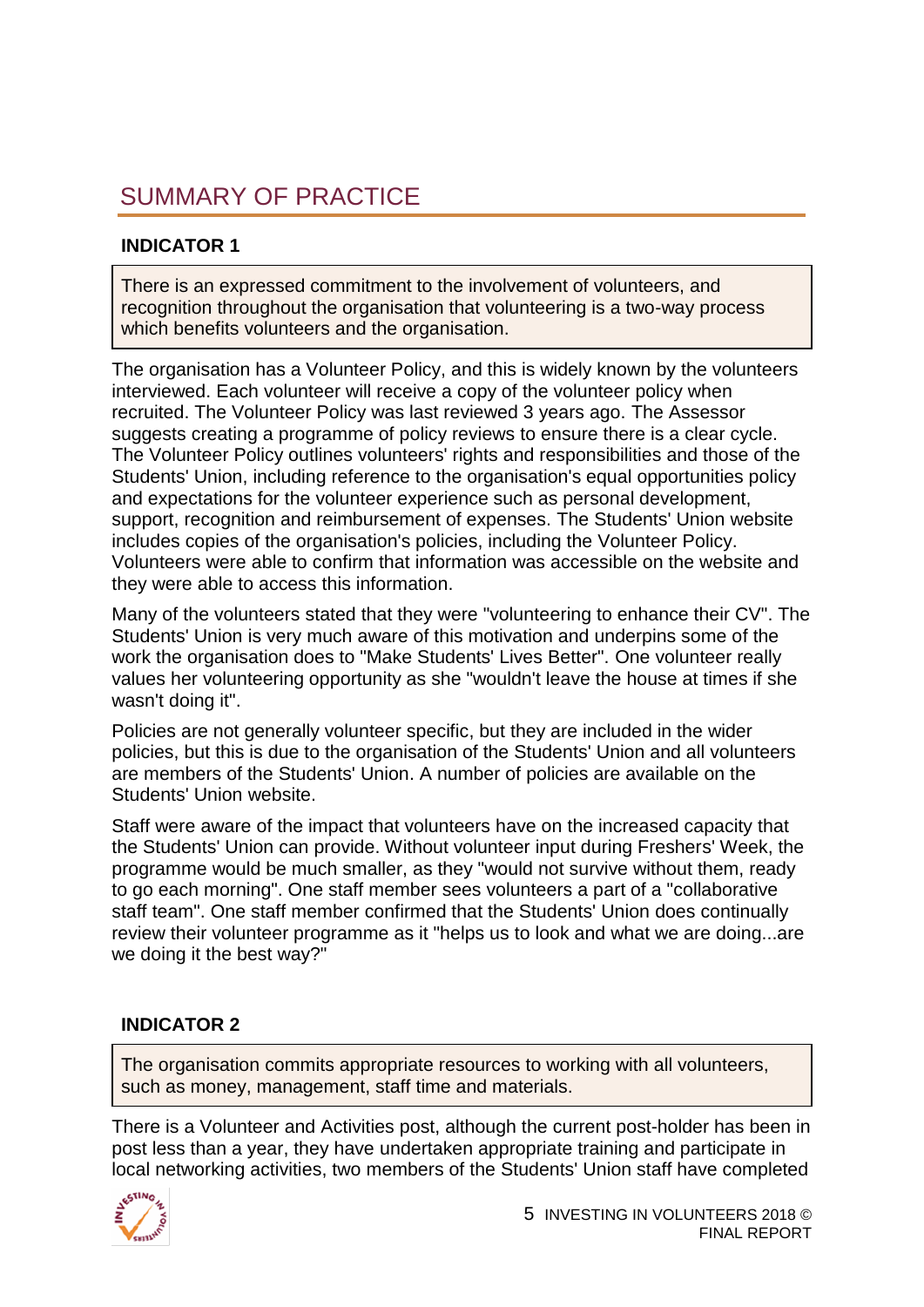## SUMMARY OF PRACTICE

### INDICATOR 1

There is an expressed commitment to the involvement of volunteers, and recognition throughout the organisation that volunteering is a two-way process which benefits volunteers and the organisation.

The organisation has a Volunteer Policy, and this is widely known by the volunteers interviewed. Each volunteer will receive a copy of the volunteer policy when recruited. The Volunteer Policy was last reviewed 3 years ago. The Assessor suggests creating a programme of policy reviews to ensure there is a clear cycle. The Volunteer Policy outlines volunteers' rights and responsibilities and those of the Students' Union, including reference to the organisation's equal opportunities policy and expectations for the volunteer experience such as personal development, support, recognition and reimbursement of expenses. The Students' Union website includes copies of the organisation's policies, including the Volunteer Policy. Volunteers were able to confirm that information was accessible on the website and they were able to access this information.

Many of the volunteers stated that they were "volunteering to enhance their CV". The Students' Union is very much aware of this motivation and underpins some of the work the organisation does to "Make Students' Lives Better". One volunteer really values her volunteering opportunity as she "wouldn't leave the house at times if she wasn't doing it".

Policies are not generally volunteer specific, but they are included in the wider policies, but this is due to the organisation of the Students' Union and all volunteers are members of the Students' Union. A number of policies are available on the Students' Union website.

Staff were aware of the impact that volunteers have on the increased capacity that the Students' Union can provide. Without volunteer input during Freshers' Week, the programme would be much smaller, as they "would not survive without them, ready to go each morning". One staff member sees volunteers a part of a "collaborative staff team". One staff member confirmed that the Students' Union does continually review their volunteer programme as it "helps us to look and what we are doing...are we doing it the best way?"

### INDICATOR 2

The organisation commits appropriate resources to working with all volunteers, such as money, management, staff time and materials.

There is a Volunteer and Activities post, although the current post-holder has been in post less than a year, they have undertaken appropriate training and participate in local networking activities, two members of the Students' Union staff have completed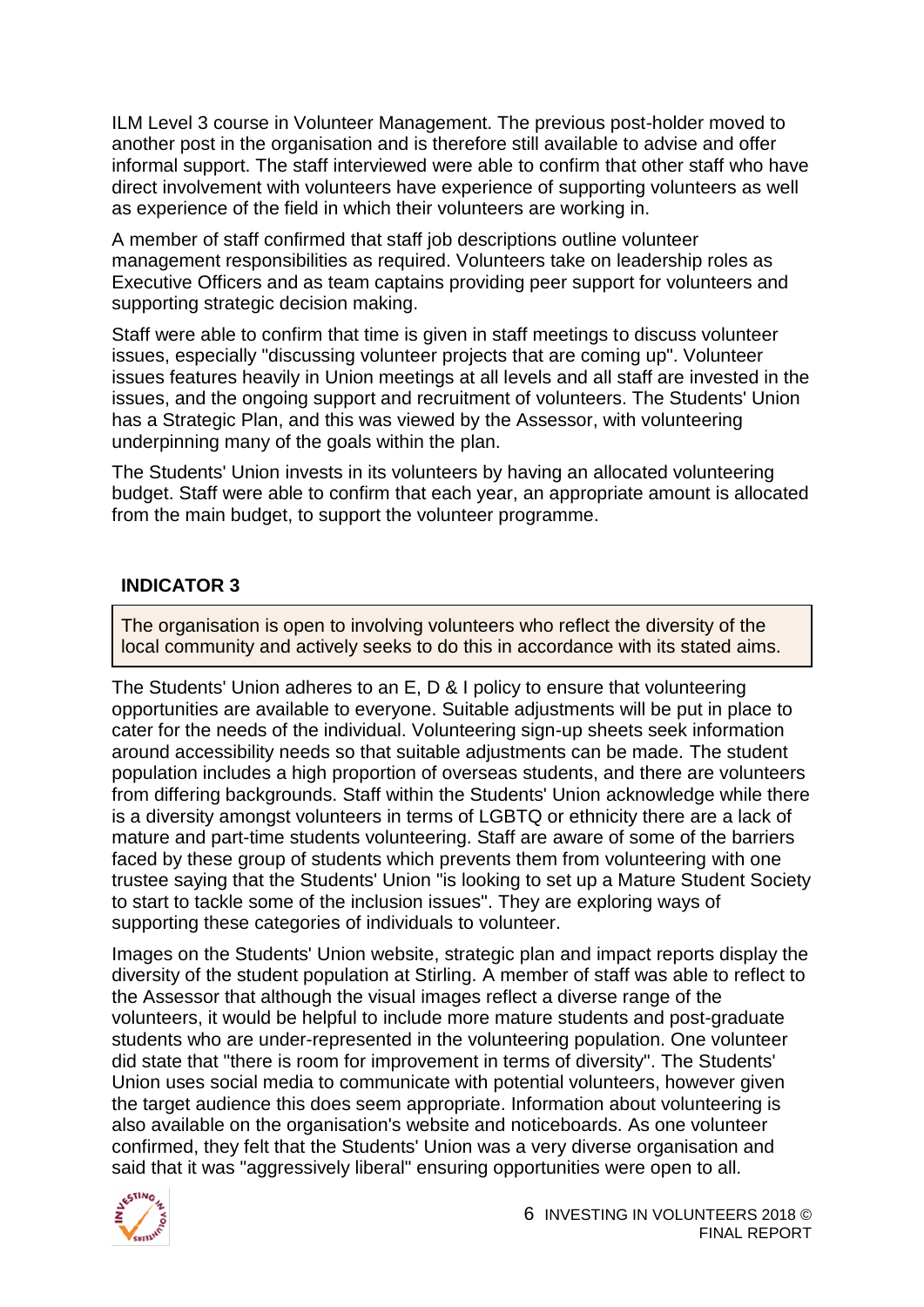ILM Level 3 course in Volunteer Management. The previous post-holder moved to another post in the organisation and is therefore still available to advise and offer informal support. The staff interviewed were able to confirm that other staff who have direct involvement with volunteers have experience of supporting volunteers as well as experience of the field in which their volunteers are working in.

A member of staff confirmed that staff job descriptions outline volunteer management responsibilities as required. Volunteers take on leadership roles as Executive Officers and as team captains providing peer support for volunteers and supporting strategic decision making.

Staff were able to confirm that time is given in staff meetings to discuss volunteer issues, especially "discussing volunteer projects that are coming up". Volunteer issues features heavily in Union meetings at all levels and all staff are invested in the issues, and the ongoing support and recruitment of volunteers. The Students' Union has a Strategic Plan, and this was viewed by the Assessor, with volunteering underpinning many of the goals within the plan.

The Students' Union invests in its volunteers by having an allocated volunteering budget. Staff were able to confirm that each year, an appropriate amount is allocated from the main budget, to support the volunteer programme.

## INDICATOR 3

The organisation is open to involving volunteers who reflect the diversity of the local community and actively seeks to do this in accordance with its stated aims.

The Students' Union adheres to an E, D & I policy to ensure that volunteering opportunities are available to everyone. Suitable adjustments will be put in place to cater for the needs of the individual. Volunteering sign-up sheets seek information around accessibility needs so that suitable adjustments can be made. The student population includes a high proportion of overseas students, and there are volunteers from differing backgrounds. Staff within the Students' Union acknowledge while there is a diversity amongst volunteers in terms of LGBTQ or ethnicity there are a lack of mature and part-time students volunteering. Staff are aware of some of the barriers faced by these group of students which prevents them from volunteering with one trustee saying that the Students' Union "is looking to set up a Mature Student Society to start to tackle some of the inclusion issues". They are exploring ways of supporting these categories of individuals to volunteer.

Images on the Students' Union website, strategic plan and impact reports display the diversity of the student population at Stirling. A member of staff was able to reflect to the Assessor that although the visual images reflect a diverse range of the volunteers, it would be helpful to include more mature students and post-graduate students who are under-represented in the volunteering population. One volunteer did state that "there is room for improvement in terms of diversity". The Students' Union uses social media to communicate with potential volunteers, however given the target audience this does seem appropriate. Information about volunteering is also available on the organisation's website and noticeboards. As one volunteer confirmed, they felt that the Students' Union was a very diverse organisation and said that it was "aggressively liberal" ensuring opportunities were open to all.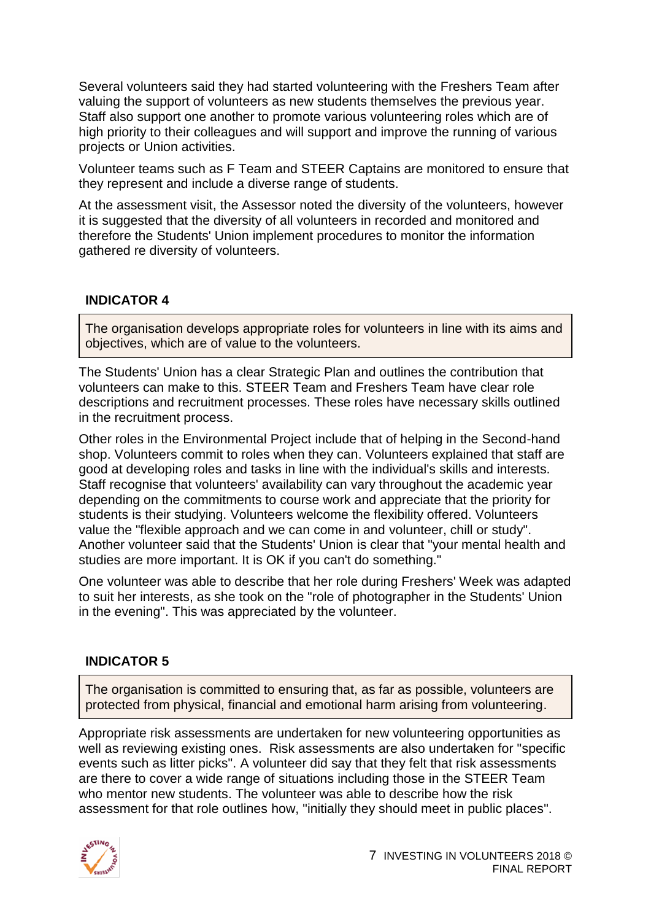Several volunteers said they had started volunteering with the Freshers Team after valuing the support of volunteers as new students themselves the previous year. Staff also support one another to promote various volunteering roles which are of high priority to their colleagues and will support and improve the running of various projects or Union activities.

Volunteer teams such as F Team and STEER Captains are monitored to ensure that they represent and include a diverse range of students.

At the assessment visit, the Assessor noted the diversity of the volunteers, however it is suggested that the diversity of all volunteers in recorded and monitored and therefore the Students' Union implement procedures to monitor the information gathered re diversity of volunteers.

## INDICATOR 4

> The organisation develops appropriate roles for volunteers in line with its aims and objectives, which are of value to the volunteers.

The Students' Union has a clear Strategic Plan and outlines the contribution that volunteers can make to this. STEER Team and Freshers Team have clear role descriptions and recruitment processes. These roles have necessary skills outlined in the recruitment process.

Other roles in the Environmental Project include that of helping in the Second-hand shop. Volunteers commit to roles when they can. Volunteers explained that staff are good at developing roles and tasks in line with the individual's skills and interests. Staff recognise that volunteers' availability can vary throughout the academic year depending on the commitments to course work and appreciate that the priority for students is their studying. Volunteers welcome the flexibility offered. Volunteers value the "flexible approach and we can come in and volunteer, chill or study". Another volunteer said that the Students' Union is clear that "your mental health and studies are more important. It is OK if you can't do something."

One volunteer was able to describe that her role during Freshers' Week was adapted to suit her interests, as she took on the "role of photographer in the Students' Union in the evening". This was appreciated by the volunteer.

## INDICATOR 5

> The organisation is committed to ensuring that, as far as possible, volunteers are protected from physical, financial and emotional harm arising from volunteering.

Appropriate risk assessments are undertaken for new volunteering opportunities as well as reviewing existing ones. Risk assessments are also undertaken for "specific events such as litter picks". A volunteer did say that they felt that risk assessments are there to cover a wide range of situations including those in the STEER Team who mentor new students. The volunteer was able to describe how the risk assessment for that role outlines how, "initially they should meet in public places".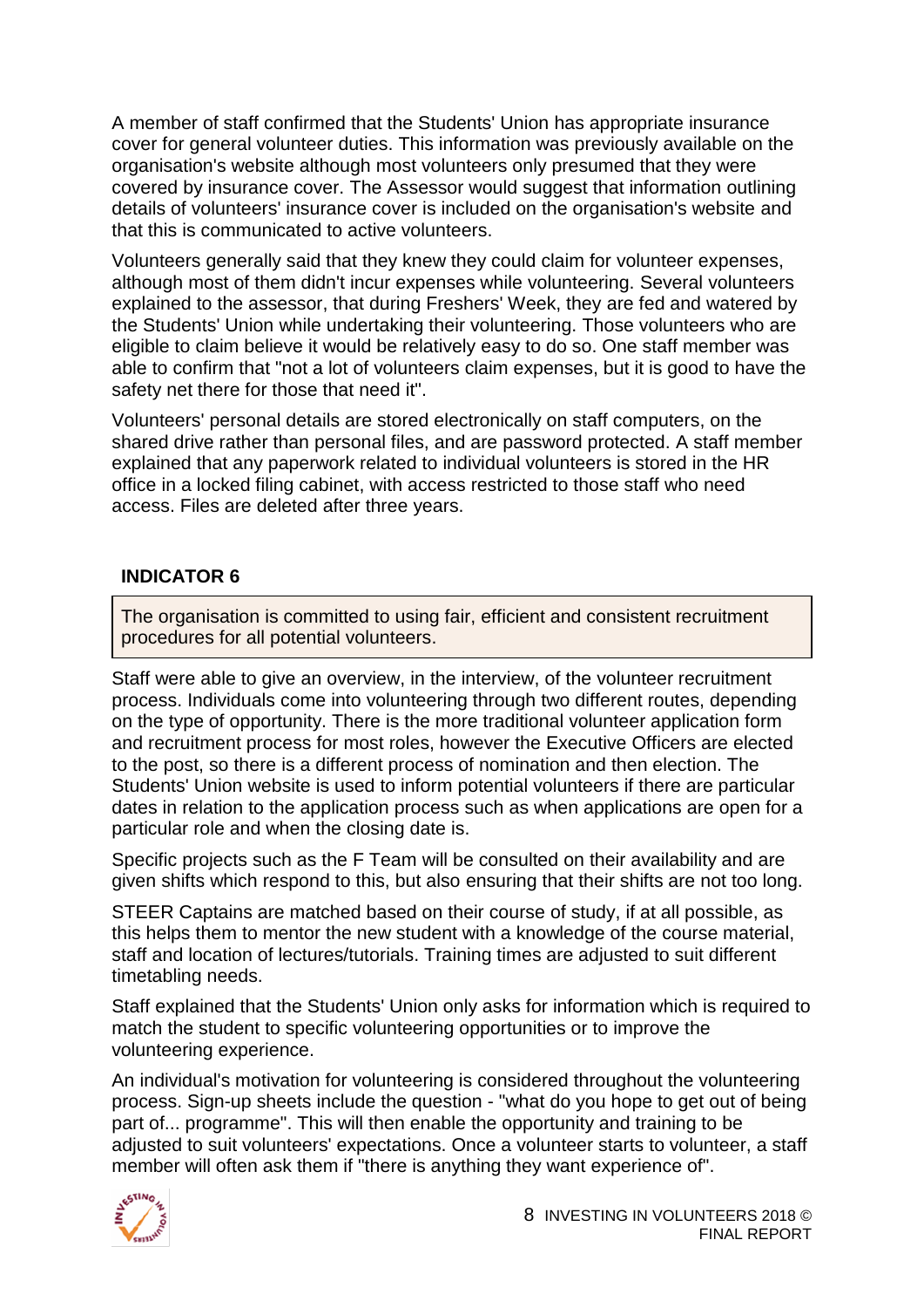A member of staff confirmed that the Students' Union has appropriate insurance cover for general volunteer duties. This information was previously available on the organisation's website although most volunteers only presumed that they were covered by insurance cover. The Assessor would suggest that information outlining details of volunteers' insurance cover is included on the organisation's website and that this is communicated to active volunteers.

Volunteers generally said that they knew they could claim for volunteer expenses, although most of them didn't incur expenses while volunteering. Several volunteers explained to the assessor, that during Freshers' Week, they are fed and watered by the Students' Union while undertaking their volunteering. Those volunteers who are eligible to claim believe it would be relatively easy to do so. One staff member was able to confirm that "not a lot of volunteers claim expenses, but it is good to have the safety net there for those that need it".

Volunteers' personal details are stored electronically on staff computers, on the shared drive rather than personal files, and are password protected. A staff member explained that any paperwork related to individual volunteers is stored in the HR office in a locked filing cabinet, with access restricted to those staff who need access. Files are deleted after three years.

## INDICATOR 6

| The organisation is committed to using fair, efficient and consistent recruitment procedures for all potential volunteers. |
|---|

Staff were able to give an overview, in the interview, of the volunteer recruitment process. Individuals come into volunteering through two different routes, depending on the type of opportunity. There is the more traditional volunteer application form and recruitment process for most roles, however the Executive Officers are elected to the post, so there is a different process of nomination and then election. The Students' Union website is used to inform potential volunteers if there are particular dates in relation to the application process such as when applications are open for a particular role and when the closing date is.

Specific projects such as the F Team will be consulted on their availability and are given shifts which respond to this, but also ensuring that their shifts are not too long.

STEER Captains are matched based on their course of study, if at all possible, as this helps them to mentor the new student with a knowledge of the course material, staff and location of lectures/tutorials. Training times are adjusted to suit different timetabling needs.

Staff explained that the Students' Union only asks for information which is required to match the student to specific volunteering opportunities or to improve the volunteering experience.

An individual's motivation for volunteering is considered throughout the volunteering process. Sign-up sheets include the question - "what do you hope to get out of being part of... programme". This will then enable the opportunity and training to be adjusted to suit volunteers' expectations. Once a volunteer starts to volunteer, a staff member will often ask them if "there is anything they want experience of".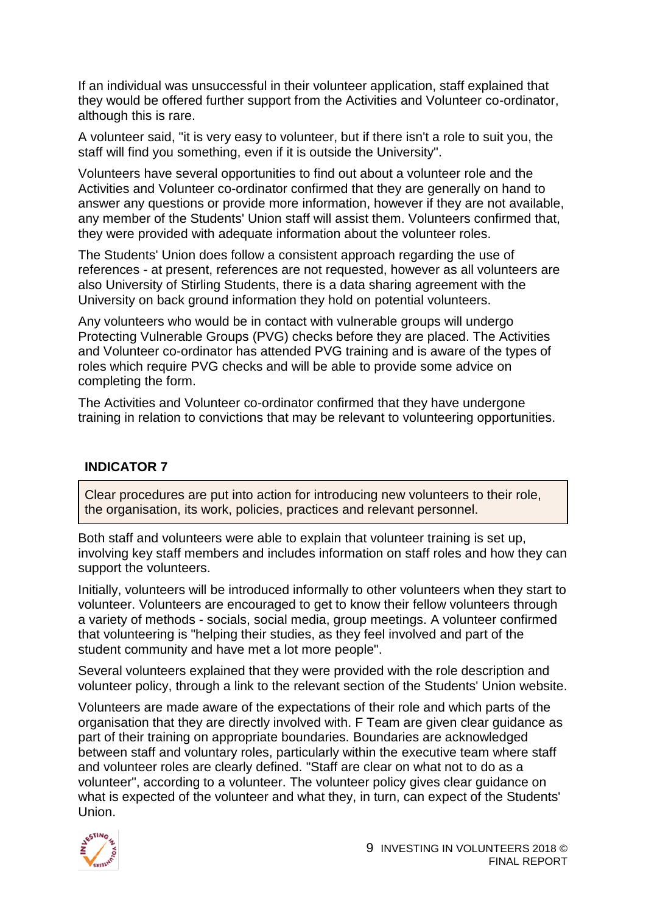If an individual was unsuccessful in their volunteer application, staff explained that they would be offered further support from the Activities and Volunteer co-ordinator, although this is rare.

A volunteer said, "it is very easy to volunteer, but if there isn't a role to suit you, the staff will find you something, even if it is outside the University".

Volunteers have several opportunities to find out about a volunteer role and the Activities and Volunteer co-ordinator confirmed that they are generally on hand to answer any questions or provide more information, however if they are not available, any member of the Students' Union staff will assist them. Volunteers confirmed that, they were provided with adequate information about the volunteer roles.

The Students' Union does follow a consistent approach regarding the use of references - at present, references are not requested, however as all volunteers are also University of Stirling Students, there is a data sharing agreement with the University on back ground information they hold on potential volunteers.

Any volunteers who would be in contact with vulnerable groups will undergo Protecting Vulnerable Groups (PVG) checks before they are placed. The Activities and Volunteer co-ordinator has attended PVG training and is aware of the types of roles which require PVG checks and will be able to provide some advice on completing the form.

The Activities and Volunteer co-ordinator confirmed that they have undergone training in relation to convictions that may be relevant to volunteering opportunities.

### INDICATOR 7

Clear procedures are put into action for introducing new volunteers to their role, the organisation, its work, policies, practices and relevant personnel.

Both staff and volunteers were able to explain that volunteer training is set up, involving key staff members and includes information on staff roles and how they can support the volunteers.

Initially, volunteers will be introduced informally to other volunteers when they start to volunteer. Volunteers are encouraged to get to know their fellow volunteers through a variety of methods - socials, social media, group meetings. A volunteer confirmed that volunteering is "helping their studies, as they feel involved and part of the student community and have met a lot more people".

Several volunteers explained that they were provided with the role description and volunteer policy, through a link to the relevant section of the Students' Union website.

Volunteers are made aware of the expectations of their role and which parts of the organisation that they are directly involved with. F Team are given clear guidance as part of their training on appropriate boundaries. Boundaries are acknowledged between staff and voluntary roles, particularly within the executive team where staff and volunteer roles are clearly defined. "Staff are clear on what not to do as a volunteer", according to a volunteer. The volunteer policy gives clear guidance on what is expected of the volunteer and what they, in turn, can expect of the Students' Union.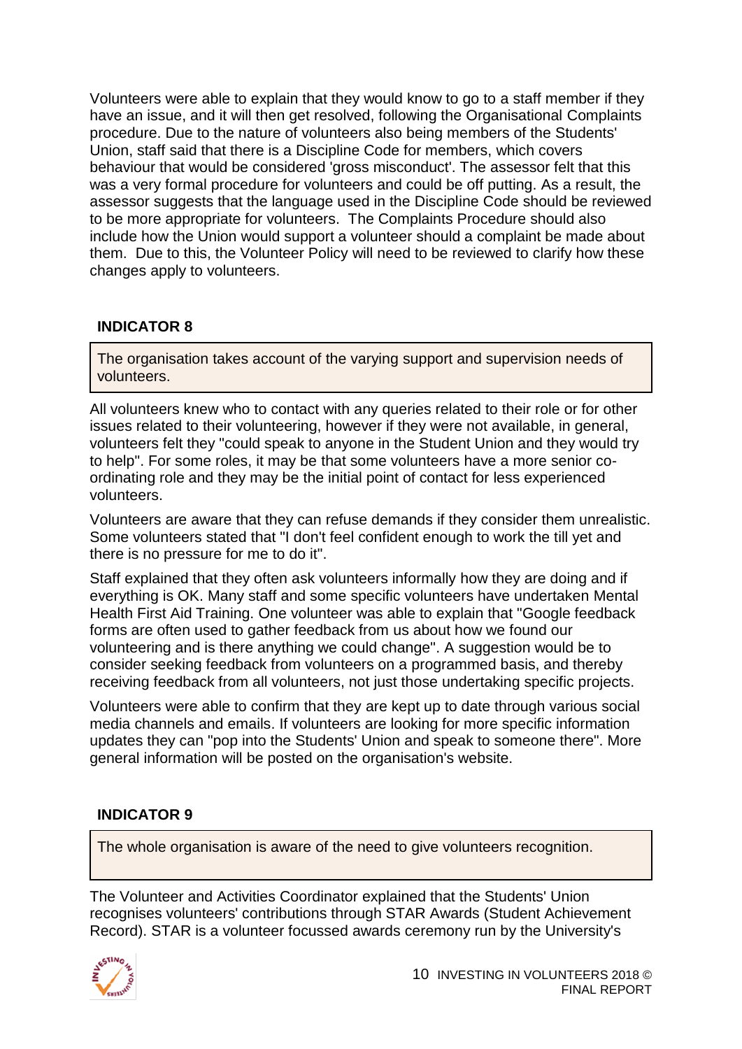Volunteers were able to explain that they would know to go to a staff member if they have an issue, and it will then get resolved, following the Organisational Complaints procedure. Due to the nature of volunteers also being members of the Students' Union, staff said that there is a Discipline Code for members, which covers behaviour that would be considered 'gross misconduct'. The assessor felt that this was a very formal procedure for volunteers and could be off putting. As a result, the assessor suggests that the language used in the Discipline Code should be reviewed to be more appropriate for volunteers. The Complaints Procedure should also include how the Union would support a volunteer should a complaint be made about them. Due to this, the Volunteer Policy will need to be reviewed to clarify how these changes apply to volunteers.

### INDICATOR 8

> The organisation takes account of the varying support and supervision needs of volunteers.

All volunteers knew who to contact with any queries related to their role or for other issues related to their volunteering, however if they were not available, in general, volunteers felt they "could speak to anyone in the Student Union and they would try to help". For some roles, it may be that some volunteers have a more senior co-ordinating role and they may be the initial point of contact for less experienced volunteers.

Volunteers are aware that they can refuse demands if they consider them unrealistic. Some volunteers stated that "I don't feel confident enough to work the till yet and there is no pressure for me to do it".

Staff explained that they often ask volunteers informally how they are doing and if everything is OK. Many staff and some specific volunteers have undertaken Mental Health First Aid Training. One volunteer was able to explain that "Google feedback forms are often used to gather feedback from us about how we found our volunteering and is there anything we could change". A suggestion would be to consider seeking feedback from volunteers on a programmed basis, and thereby receiving feedback from all volunteers, not just those undertaking specific projects.

Volunteers were able to confirm that they are kept up to date through various social media channels and emails. If volunteers are looking for more specific information updates they can "pop into the Students' Union and speak to someone there". More general information will be posted on the organisation's website.

### INDICATOR 9

> The whole organisation is aware of the need to give volunteers recognition.

The Volunteer and Activities Coordinator explained that the Students' Union recognises volunteers' contributions through STAR Awards (Student Achievement Record). STAR is a volunteer focussed awards ceremony run by the University's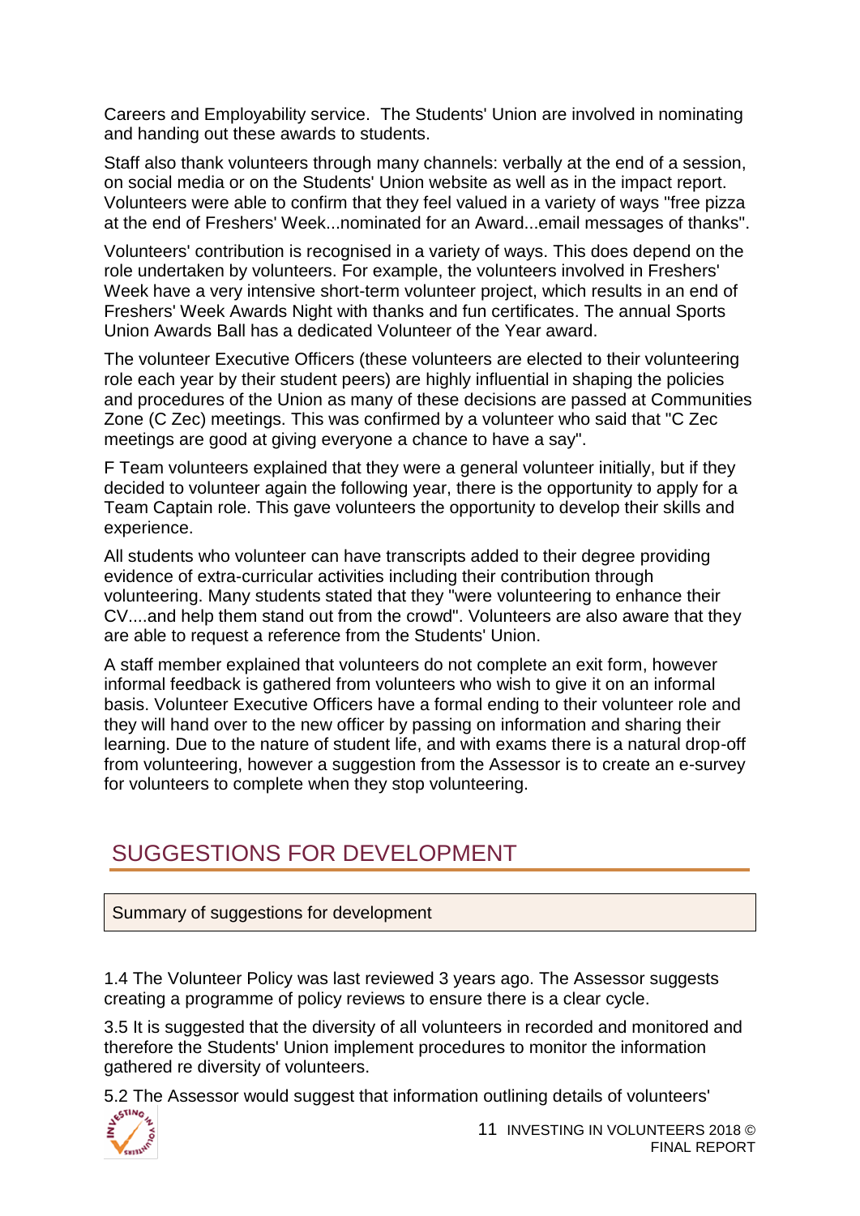Careers and Employability service. The Students' Union are involved in nominating and handing out these awards to students.

Staff also thank volunteers through many channels: verbally at the end of a session, on social media or on the Students' Union website as well as in the impact report. Volunteers were able to confirm that they feel valued in a variety of ways "free pizza at the end of Freshers' Week...nominated for an Award...email messages of thanks".

Volunteers' contribution is recognised in a variety of ways. This does depend on the role undertaken by volunteers. For example, the volunteers involved in Freshers' Week have a very intensive short-term volunteer project, which results in an end of Freshers' Week Awards Night with thanks and fun certificates. The annual Sports Union Awards Ball has a dedicated Volunteer of the Year award.

The volunteer Executive Officers (these volunteers are elected to their volunteering role each year by their student peers) are highly influential in shaping the policies and procedures of the Union as many of these decisions are passed at Communities Zone (C Zec) meetings. This was confirmed by a volunteer who said that "C Zec meetings are good at giving everyone a chance to have a say".

F Team volunteers explained that they were a general volunteer initially, but if they decided to volunteer again the following year, there is the opportunity to apply for a Team Captain role. This gave volunteers the opportunity to develop their skills and experience.

All students who volunteer can have transcripts added to their degree providing evidence of extra-curricular activities including their contribution through volunteering. Many students stated that they "were volunteering to enhance their CV....and help them stand out from the crowd". Volunteers are also aware that they are able to request a reference from the Students' Union.

A staff member explained that volunteers do not complete an exit form, however informal feedback is gathered from volunteers who wish to give it on an informal basis. Volunteer Executive Officers have a formal ending to their volunteer role and they will hand over to the new officer by passing on information and sharing their learning. Due to the nature of student life, and with exams there is a natural drop-off from volunteering, however a suggestion from the Assessor is to create an e-survey for volunteers to complete when they stop volunteering.

## SUGGESTIONS FOR DEVELOPMENT

| Summary of suggestions for development |
|---|

1.4 The Volunteer Policy was last reviewed 3 years ago. The Assessor suggests creating a programme of policy reviews to ensure there is a clear cycle.

3.5 It is suggested that the diversity of all volunteers in recorded and monitored and therefore the Students' Union implement procedures to monitor the information gathered re diversity of volunteers.

5.2 The Assessor would suggest that information outlining details of volunteers'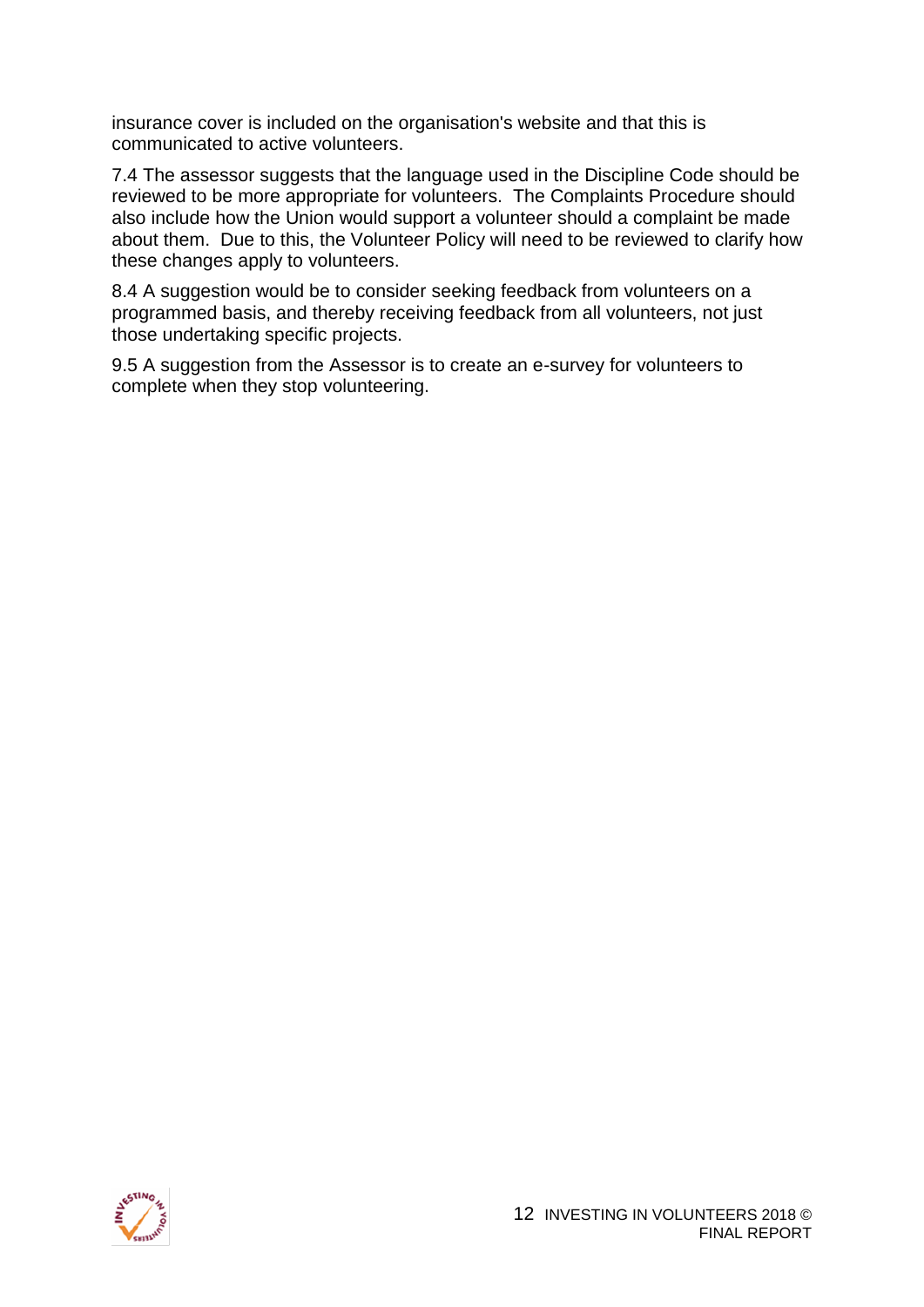insurance cover is included on the organisation's website and that this is communicated to active volunteers.

7.4 The assessor suggests that the language used in the Discipline Code should be reviewed to be more appropriate for volunteers. The Complaints Procedure should also include how the Union would support a volunteer should a complaint be made about them. Due to this, the Volunteer Policy will need to be reviewed to clarify how these changes apply to volunteers.

8.4 A suggestion would be to consider seeking feedback from volunteers on a programmed basis, and thereby receiving feedback from all volunteers, not just those undertaking specific projects.

9.5 A suggestion from the Assessor is to create an e-survey for volunteers to complete when they stop volunteering.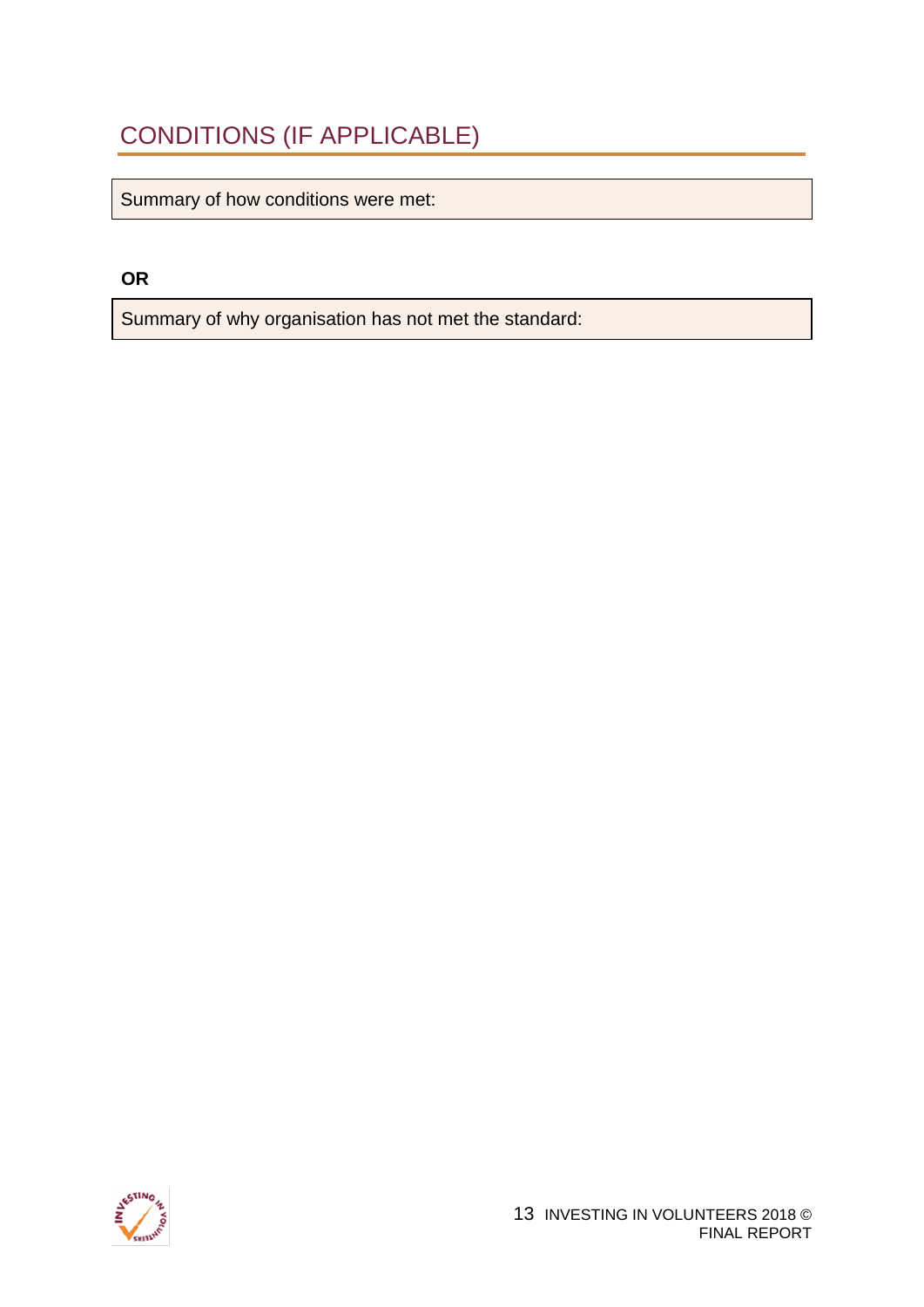## CONDITIONS (IF APPLICABLE)

| |
|---|
| Summary of how conditions were met: |

**OR**

| |
|---|
| Summary of why organisation has not met the standard: |